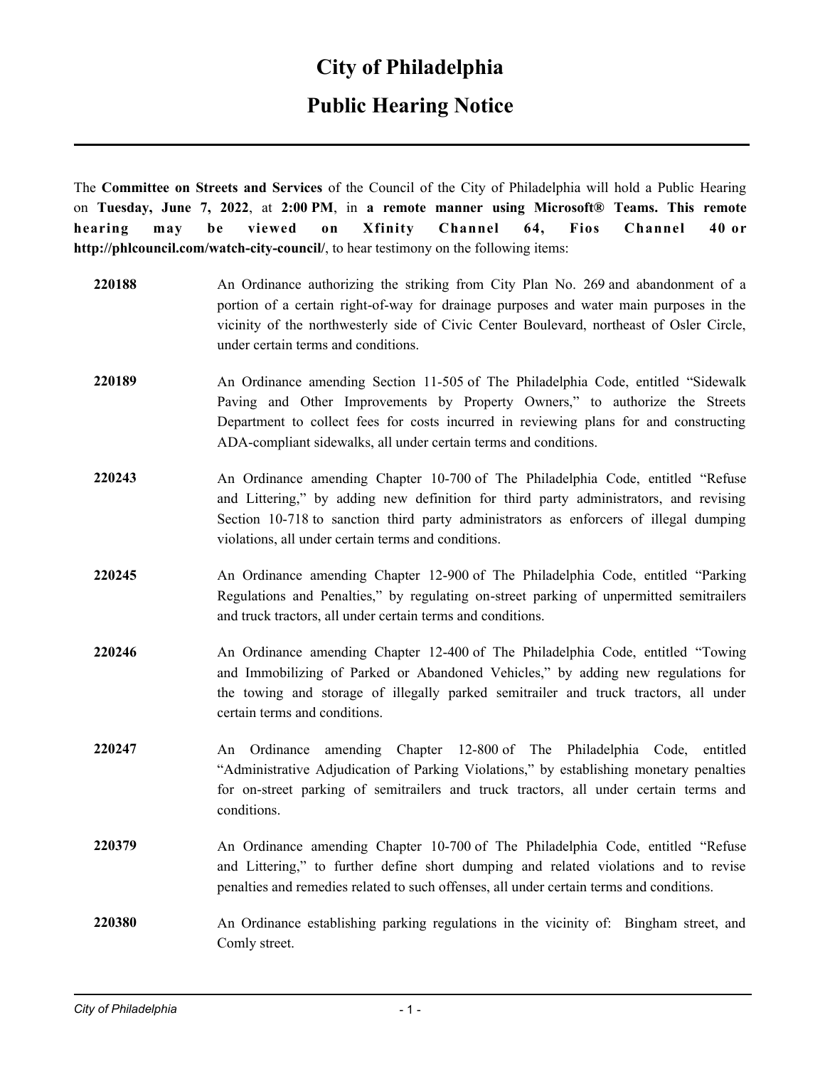# City of Philadelphia

## Public Hearing Notice

The **Committee on Streets and Services** of the Council of the City of Philadelphia will hold a Public Hearing on **Tuesday, June 7, 2022**, at **2:00 PM**, in **a remote manner using Microsoft® Teams. This remote hearing may be viewed on Xfinity Channel 64, Fios Channel 40 or http://phlcouncil.com/watch-city-council/**, to hear testimony on the following items:

**220188** An Ordinance authorizing the striking from City Plan No. 269 and abandonment of a portion of a certain right-of-way for drainage purposes and water main purposes in the vicinity of the northwesterly side of Civic Center Boulevard, northeast of Osler Circle, under certain terms and conditions.

**220189** An Ordinance amending Section 11-505 of The Philadelphia Code, entitled "Sidewalk Paving and Other Improvements by Property Owners," to authorize the Streets Department to collect fees for costs incurred in reviewing plans for and constructing ADA-compliant sidewalks, all under certain terms and conditions.

**220243** An Ordinance amending Chapter 10-700 of The Philadelphia Code, entitled "Refuse and Littering," by adding new definition for third party administrators, and revising Section 10-718 to sanction third party administrators as enforcers of illegal dumping violations, all under certain terms and conditions.

**220245** An Ordinance amending Chapter 12-900 of The Philadelphia Code, entitled "Parking Regulations and Penalties," by regulating on-street parking of unpermitted semitrailers and truck tractors, all under certain terms and conditions.

**220246** An Ordinance amending Chapter 12-400 of The Philadelphia Code, entitled "Towing and Immobilizing of Parked or Abandoned Vehicles," by adding new regulations for the towing and storage of illegally parked semitrailer and truck tractors, all under certain terms and conditions.

**220247** An Ordinance amending Chapter 12-800 of The Philadelphia Code, entitled "Administrative Adjudication of Parking Violations," by establishing monetary penalties for on-street parking of semitrailers and truck tractors, all under certain terms and conditions.

**220379** An Ordinance amending Chapter 10-700 of The Philadelphia Code, entitled "Refuse and Littering," to further define short dumping and related violations and to revise penalties and remedies related to such offenses, all under certain terms and conditions.

**220380** An Ordinance establishing parking regulations in the vicinity of: Bingham street, and Comly street.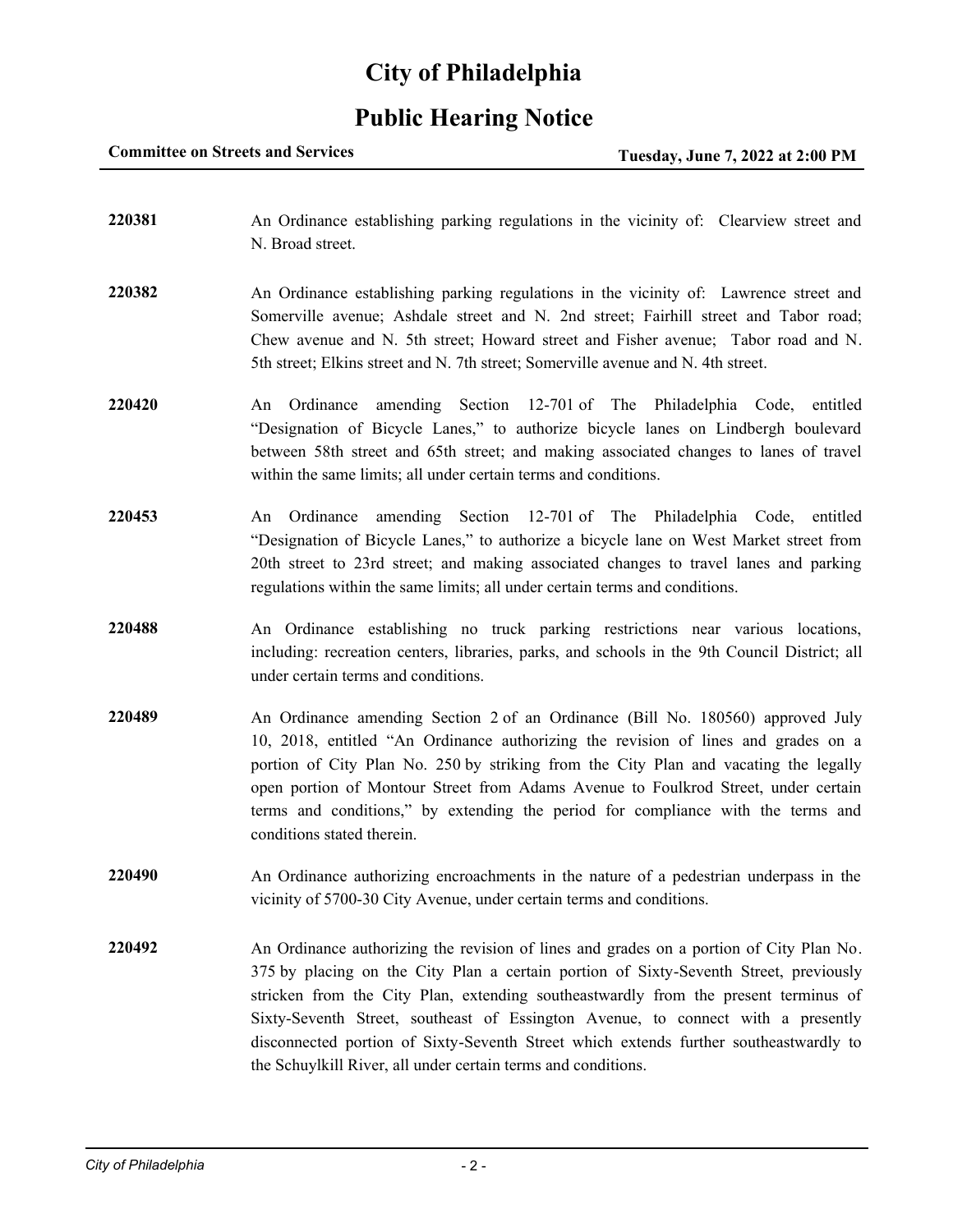# City of Philadelphia

## Public Hearing Notice

**Committee on Streets and Services** **Tuesday, June 7, 2022 at 2:00 PM**

---

**220381** An Ordinance establishing parking regulations in the vicinity of: Clearview street and N. Broad street.

**220382** An Ordinance establishing parking regulations in the vicinity of: Lawrence street and Somerville avenue; Ashdale street and N. 2nd street; Fairhill street and Tabor road; Chew avenue and N. 5th street; Howard street and Fisher avenue; Tabor road and N. 5th street; Elkins street and N. 7th street; Somerville avenue and N. 4th street.

**220420** An Ordinance amending Section 12-701 of The Philadelphia Code, entitled "Designation of Bicycle Lanes," to authorize bicycle lanes on Lindbergh boulevard between 58th street and 65th street; and making associated changes to lanes of travel within the same limits; all under certain terms and conditions.

**220453** An Ordinance amending Section 12-701 of The Philadelphia Code, entitled "Designation of Bicycle Lanes," to authorize a bicycle lane on West Market street from 20th street to 23rd street; and making associated changes to travel lanes and parking regulations within the same limits; all under certain terms and conditions.

**220488** An Ordinance establishing no truck parking restrictions near various locations, including: recreation centers, libraries, parks, and schools in the 9th Council District; all under certain terms and conditions.

**220489** An Ordinance amending Section 2 of an Ordinance (Bill No. 180560) approved July 10, 2018, entitled "An Ordinance authorizing the revision of lines and grades on a portion of City Plan No. 250 by striking from the City Plan and vacating the legally open portion of Montour Street from Adams Avenue to Foulkrod Street, under certain terms and conditions," by extending the period for compliance with the terms and conditions stated therein.

**220490** An Ordinance authorizing encroachments in the nature of a pedestrian underpass in the vicinity of 5700-30 City Avenue, under certain terms and conditions.

**220492** An Ordinance authorizing the revision of lines and grades on a portion of City Plan No. 375 by placing on the City Plan a certain portion of Sixty-Seventh Street, previously stricken from the City Plan, extending southeastwardly from the present terminus of Sixty-Seventh Street, southeast of Essington Avenue, to connect with a presently disconnected portion of Sixty-Seventh Street which extends further southeastwardly to the Schuylkill River, all under certain terms and conditions.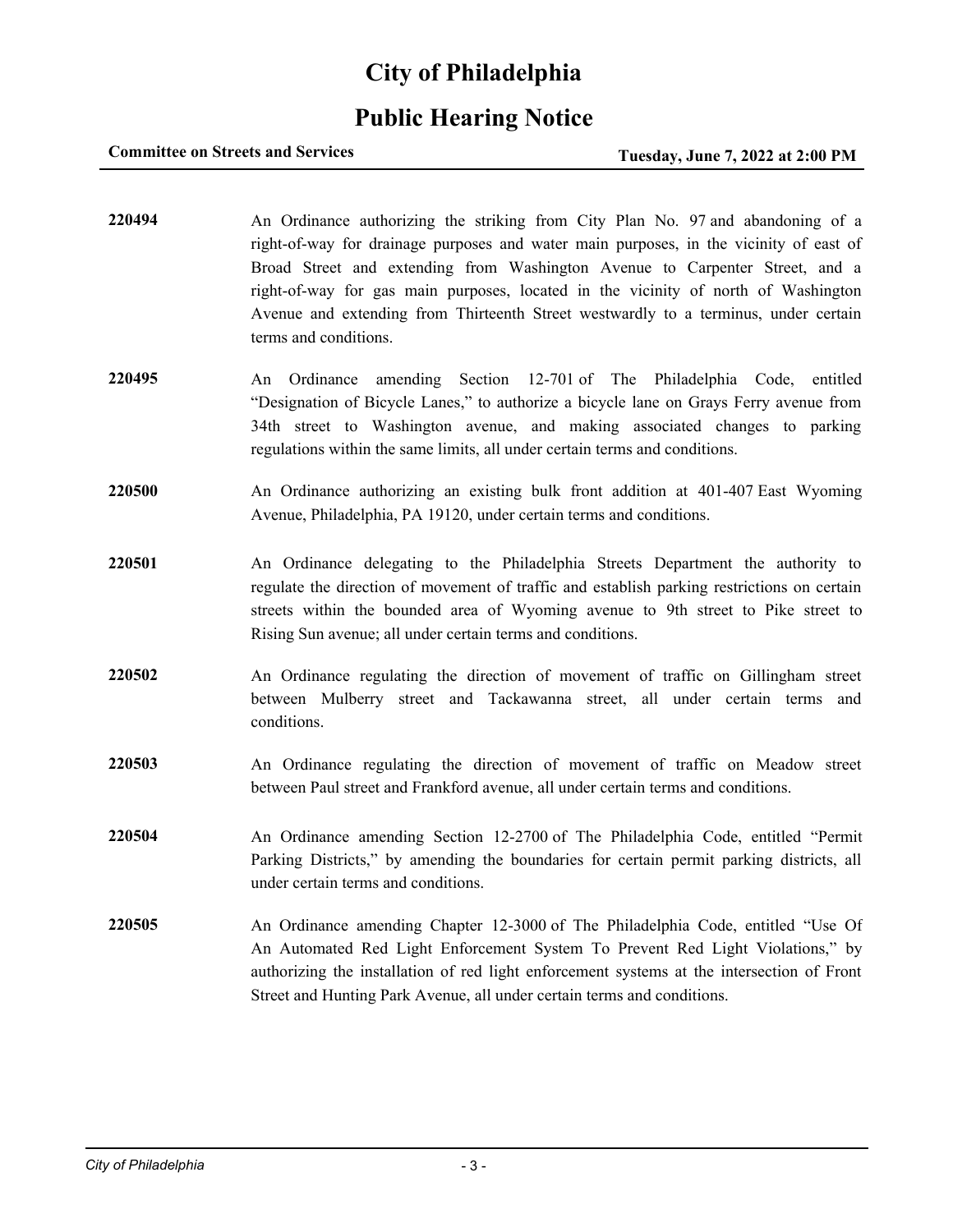# City of Philadelphia

## Public Hearing Notice

**Committee on Streets and Services** **Tuesday, June 7, 2022 at 2:00 PM**

---

**220494** An Ordinance authorizing the striking from City Plan No. 97 and abandoning of a right-of-way for drainage purposes and water main purposes, in the vicinity of east of Broad Street and extending from Washington Avenue to Carpenter Street, and a right-of-way for gas main purposes, located in the vicinity of north of Washington Avenue and extending from Thirteenth Street westwardly to a terminus, under certain terms and conditions.

**220495** An Ordinance amending Section 12-701 of The Philadelphia Code, entitled "Designation of Bicycle Lanes," to authorize a bicycle lane on Grays Ferry avenue from 34th street to Washington avenue, and making associated changes to parking regulations within the same limits, all under certain terms and conditions.

**220500** An Ordinance authorizing an existing bulk front addition at 401-407 East Wyoming Avenue, Philadelphia, PA 19120, under certain terms and conditions.

**220501** An Ordinance delegating to the Philadelphia Streets Department the authority to regulate the direction of movement of traffic and establish parking restrictions on certain streets within the bounded area of Wyoming avenue to 9th street to Pike street to Rising Sun avenue; all under certain terms and conditions.

**220502** An Ordinance regulating the direction of movement of traffic on Gillingham street between Mulberry street and Tackawanna street, all under certain terms and conditions.

**220503** An Ordinance regulating the direction of movement of traffic on Meadow street between Paul street and Frankford avenue, all under certain terms and conditions.

**220504** An Ordinance amending Section 12-2700 of The Philadelphia Code, entitled "Permit Parking Districts," by amending the boundaries for certain permit parking districts, all under certain terms and conditions.

**220505** An Ordinance amending Chapter 12-3000 of The Philadelphia Code, entitled "Use Of An Automated Red Light Enforcement System To Prevent Red Light Violations," by authorizing the installation of red light enforcement systems at the intersection of Front Street and Hunting Park Avenue, all under certain terms and conditions.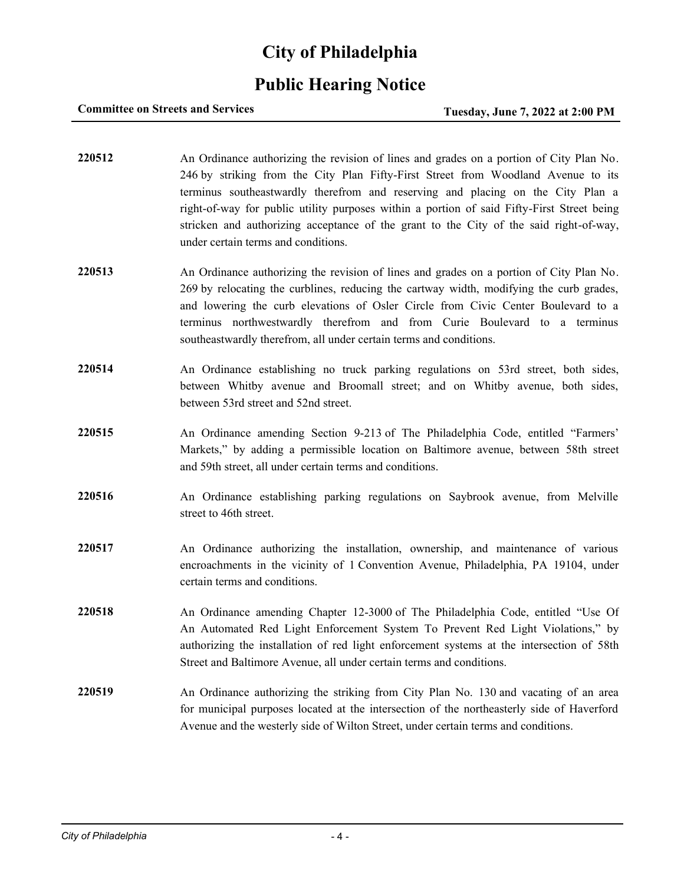# City of Philadelphia

## Public Hearing Notice

**Committee on Streets and Services** **Tuesday, June 7, 2022 at 2:00 PM**

---

**220512** An Ordinance authorizing the revision of lines and grades on a portion of City Plan No. 246 by striking from the City Plan Fifty-First Street from Woodland Avenue to its terminus southeastwardly therefrom and reserving and placing on the City Plan a right-of-way for public utility purposes within a portion of said Fifty-First Street being stricken and authorizing acceptance of the grant to the City of the said right-of-way, under certain terms and conditions.

**220513** An Ordinance authorizing the revision of lines and grades on a portion of City Plan No. 269 by relocating the curblines, reducing the cartway width, modifying the curb grades, and lowering the curb elevations of Osler Circle from Civic Center Boulevard to a terminus northwestwardly therefrom and from Curie Boulevard to a terminus southeastwardly therefrom, all under certain terms and conditions.

**220514** An Ordinance establishing no truck parking regulations on 53rd street, both sides, between Whitby avenue and Broomall street; and on Whitby avenue, both sides, between 53rd street and 52nd street.

**220515** An Ordinance amending Section 9-213 of The Philadelphia Code, entitled "Farmers' Markets," by adding a permissible location on Baltimore avenue, between 58th street and 59th street, all under certain terms and conditions.

**220516** An Ordinance establishing parking regulations on Saybrook avenue, from Melville street to 46th street.

**220517** An Ordinance authorizing the installation, ownership, and maintenance of various encroachments in the vicinity of 1 Convention Avenue, Philadelphia, PA 19104, under certain terms and conditions.

**220518** An Ordinance amending Chapter 12-3000 of The Philadelphia Code, entitled "Use Of An Automated Red Light Enforcement System To Prevent Red Light Violations," by authorizing the installation of red light enforcement systems at the intersection of 58th Street and Baltimore Avenue, all under certain terms and conditions.

**220519** An Ordinance authorizing the striking from City Plan No. 130 and vacating of an area for municipal purposes located at the intersection of the northeasterly side of Haverford Avenue and the westerly side of Wilton Street, under certain terms and conditions.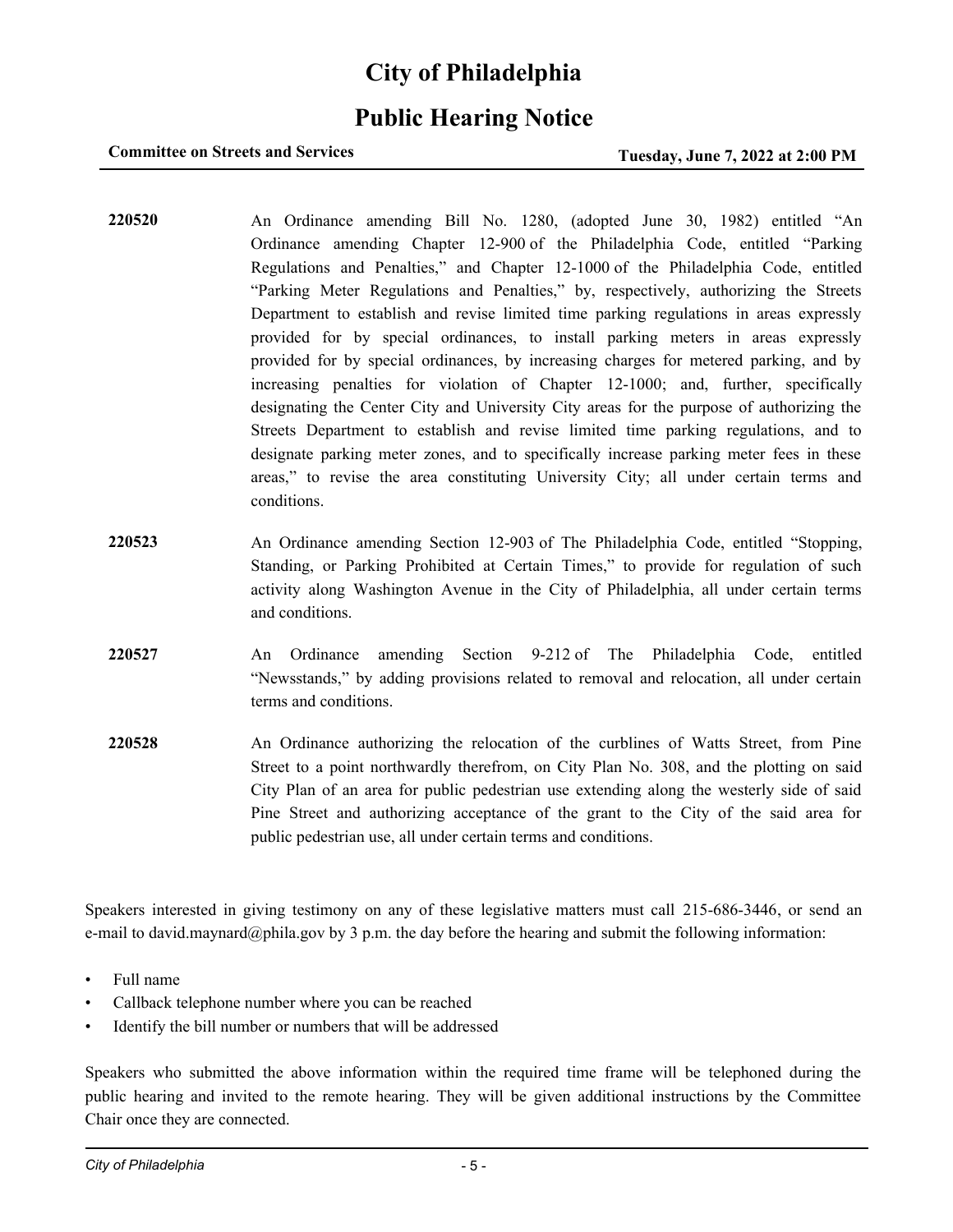# City of Philadelphia

## Public Hearing Notice

**Committee on Streets and Services** **Tuesday, June 7, 2022 at 2:00 PM**

**220520** An Ordinance amending Bill No. 1280, (adopted June 30, 1982) entitled "An Ordinance amending Chapter 12-900 of the Philadelphia Code, entitled "Parking Regulations and Penalties," and Chapter 12-1000 of the Philadelphia Code, entitled "Parking Meter Regulations and Penalties," by, respectively, authorizing the Streets Department to establish and revise limited time parking regulations in areas expressly provided for by special ordinances, to install parking meters in areas expressly provided for by special ordinances, by increasing charges for metered parking, and by increasing penalties for violation of Chapter 12-1000; and, further, specifically designating the Center City and University City areas for the purpose of authorizing the Streets Department to establish and revise limited time parking regulations, and to designate parking meter zones, and to specifically increase parking meter fees in these areas," to revise the area constituting University City; all under certain terms and conditions.

**220523** An Ordinance amending Section 12-903 of The Philadelphia Code, entitled "Stopping, Standing, or Parking Prohibited at Certain Times," to provide for regulation of such activity along Washington Avenue in the City of Philadelphia, all under certain terms and conditions.

**220527** An Ordinance amending Section 9-212 of The Philadelphia Code, entitled "Newsstands," by adding provisions related to removal and relocation, all under certain terms and conditions.

**220528** An Ordinance authorizing the relocation of the curblines of Watts Street, from Pine Street to a point northwardly therefrom, on City Plan No. 308, and the plotting on said City Plan of an area for public pedestrian use extending along the westerly side of said Pine Street and authorizing acceptance of the grant to the City of the said area for public pedestrian use, all under certain terms and conditions.

Speakers interested in giving testimony on any of these legislative matters must call 215-686-3446, or send an e-mail to david.maynard@phila.gov by 3 p.m. the day before the hearing and submit the following information:

- Full name
- Callback telephone number where you can be reached
- Identify the bill number or numbers that will be addressed

Speakers who submitted the above information within the required time frame will be telephoned during the public hearing and invited to the remote hearing. They will be given additional instructions by the Committee Chair once they are connected.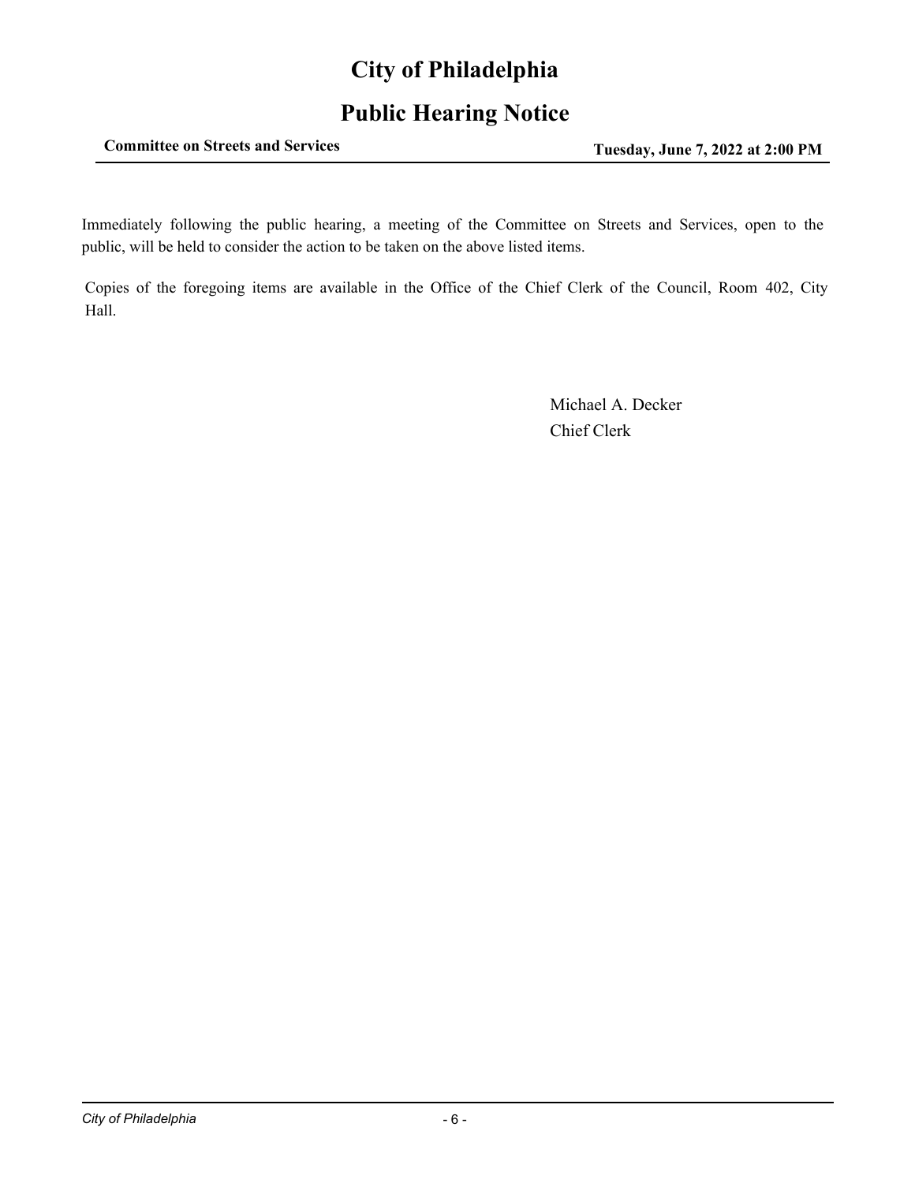# City of Philadelphia

## Public Hearing Notice

**Committee on Streets and Services** **Tuesday, June 7, 2022 at 2:00 PM**

Immediately following the public hearing, a meeting of the Committee on Streets and Services, open to the public, will be held to consider the action to be taken on the above listed items.

Copies of the foregoing items are available in the Office of the Chief Clerk of the Council, Room 402, City Hall.

Michael A. Decker
Chief Clerk